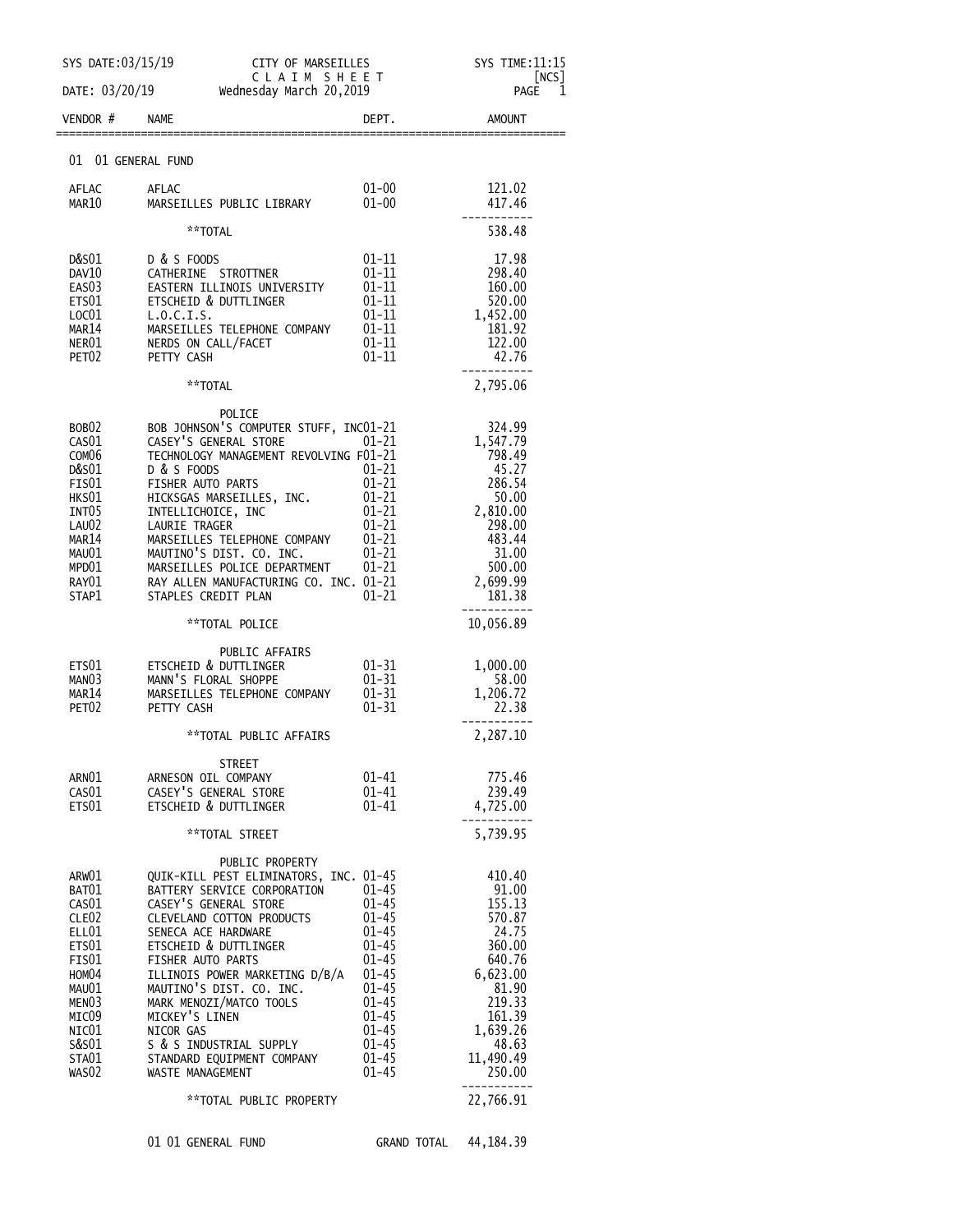SYS DATE:03/15/19 CITY OF MARSEILLES SYS TIME:11:15

CLAIM SHEET [NCS]

DATE: 03/20/19 Wednesday March 20,2019

| VENDOR # | NAME | DEPT. | AMOUNT |
|---|---|---|---|
| **01 01 GENERAL FUND** | | | |
| AFLAC | AFLAC | 01-00 | 121.02 |
| MAR10 | MARSEILLES PUBLIC LIBRARY | 01-00 | 417.46 |
| | **TOTAL | | 538.48 |
| D&S01 | D & S FOODS | 01-11 | 17.98 |
| DAV10 | CATHERINE STROTTNER | 01-11 | 298.40 |
| EAS03 | EASTERN ILLINOIS UNIVERSITY | 01-11 | 160.00 |
| ETS01 | ETSCHEID & DUTTLINGER | 01-11 | 520.00 |
| LOC01 | L.O.C.I.S. | 01-11 | 1,452.00 |
| MAR14 | MARSEILLES TELEPHONE COMPANY | 01-11 | 181.92 |
| NER01 | NERDS ON CALL/FACET | 01-11 | 122.00 |
| PET02 | PETTY CASH | 01-11 | 42.76 |
| | **TOTAL | | 2,795.06 |
| | POLICE | | |
| BOB02 | BOB JOHNSON'S COMPUTER STUFF, INC | 01-21 | 324.99 |
| CAS01 | CASEY'S GENERAL STORE | 01-21 | 1,547.79 |
| COM06 | TECHNOLOGY MANAGEMENT REVOLVING F | 01-21 | 798.49 |
| D&S01 | D & S FOODS | 01-21 | 45.27 |
| FIS01 | FISHER AUTO PARTS | 01-21 | 286.54 |
| HKS01 | HICKSGAS MARSEILLES, INC. | 01-21 | 50.00 |
| INT05 | INTELLICHOICE, INC | 01-21 | 2,810.00 |
| LAU02 | LAURIE TRAGER | 01-21 | 298.00 |
| MAR14 | MARSEILLES TELEPHONE COMPANY | 01-21 | 483.44 |
| MAU01 | MAUTINO'S DIST. CO. INC. | 01-21 | 31.00 |
| MPD01 | MARSEILLES POLICE DEPARTMENT | 01-21 | 500.00 |
| RAY01 | RAY ALLEN MANUFACTURING CO. INC. | 01-21 | 2,699.99 |
| STAP1 | STAPLES CREDIT PLAN | 01-21 | 181.38 |
| | **TOTAL POLICE | | 10,056.89 |
| | PUBLIC AFFAIRS | | |
| ETS01 | ETSCHEID & DUTTLINGER | 01-31 | 1,000.00 |
| MAN03 | MANN'S FLORAL SHOPPE | 01-31 | 58.00 |
| MAR14 | MARSEILLES TELEPHONE COMPANY | 01-31 | 1,206.72 |
| PET02 | PETTY CASH | 01-31 | 22.38 |
| | **TOTAL PUBLIC AFFAIRS | | 2,287.10 |
| | STREET | | |
| ARN01 | ARNESON OIL COMPANY | 01-41 | 775.46 |
| CAS01 | CASEY'S GENERAL STORE | 01-41 | 239.49 |
| ETS01 | ETSCHEID & DUTTLINGER | 01-41 | 4,725.00 |
| | **TOTAL STREET | | 5,739.95 |
| | PUBLIC PROPERTY | | |
| ARW01 | QUIK-KILL PEST ELIMINATORS, INC. | 01-45 | 410.40 |
| BAT01 | BATTERY SERVICE CORPORATION | 01-45 | 91.00 |
| CAS01 | CASEY'S GENERAL STORE | 01-45 | 155.13 |
| CLE02 | CLEVELAND COTTON PRODUCTS | 01-45 | 570.87 |
| ELL01 | SENECA ACE HARDWARE | 01-45 | 24.75 |
| ETS01 | ETSCHEID & DUTTLINGER | 01-45 | 360.00 |
| FIS01 | FISHER AUTO PARTS | 01-45 | 640.76 |
| HOM04 | ILLINOIS POWER MARKETING D/B/A | 01-45 | 6,623.00 |
| MAU01 | MAUTINO'S DIST. CO. INC. | 01-45 | 81.90 |
| MEN03 | MARK MENOZI/MATCO TOOLS | 01-45 | 219.33 |
| MIC09 | MICKEY'S LINEN | 01-45 | 161.39 |
| NIC01 | NICOR GAS | 01-45 | 1,639.26 |
| S&S01 | S & S INDUSTRIAL SUPPLY | 01-45 | 48.63 |
| STA01 | STANDARD EQUIPMENT COMPANY | 01-45 | 11,490.49 |
| WAS02 | WASTE MANAGEMENT | 01-45 | 250.00 |
| | **TOTAL PUBLIC PROPERTY | | 22,766.91 |
| | 01 01 GENERAL FUND | GRAND TOTAL | 44,184.39 |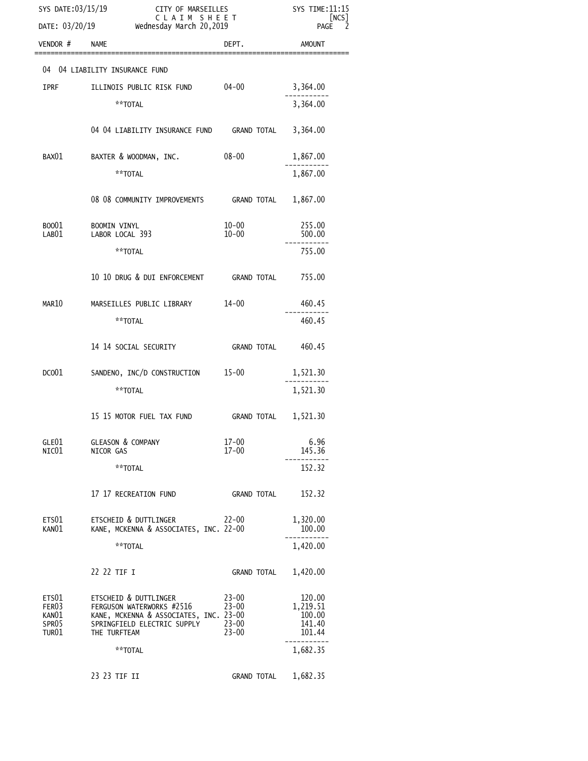SYS DATE:03/15/19 CITY OF MARSEILLES SYS TIME:11:15

C L A I M S H E E T [NCS]

DATE: 03/20/19 Wednesday March 20,2019

| VENDOR # | NAME | DEPT. | AMOUNT |
|---|---|---|---|
| | 04 04 LIABILITY INSURANCE FUND | | |
| IPRF | ILLINOIS PUBLIC RISK FUND | 04-00 | 3,364.00 |
| | **TOTAL | | 3,364.00 |
| | 04 04 LIABILITY INSURANCE FUND | GRAND TOTAL | 3,364.00 |
| BAX01 | BAXTER & WOODMAN, INC. | 08-00 | 1,867.00 |
| | **TOTAL | | 1,867.00 |
| | 08 08 COMMUNITY IMPROVEMENTS | GRAND TOTAL | 1,867.00 |
| BOO01 | BOOMIN VINYL | 10-00 | 255.00 |
| LAB01 | LABOR LOCAL 393 | 10-00 | 500.00 |
| | **TOTAL | | 755.00 |
| | 10 10 DRUG & DUI ENFORCEMENT | GRAND TOTAL | 755.00 |
| MAR10 | MARSEILLES PUBLIC LIBRARY | 14-00 | 460.45 |
| | **TOTAL | | 460.45 |
| | 14 14 SOCIAL SECURITY | GRAND TOTAL | 460.45 |
| DCO01 | SANDENO, INC/D CONSTRUCTION | 15-00 | 1,521.30 |
| | **TOTAL | | 1,521.30 |
| | 15 15 MOTOR FUEL TAX FUND | GRAND TOTAL | 1,521.30 |
| GLE01 | GLEASON & COMPANY | 17-00 | 6.96 |
| NIC01 | NICOR GAS | 17-00 | 145.36 |
| | **TOTAL | | 152.32 |
| | 17 17 RECREATION FUND | GRAND TOTAL | 152.32 |
| ETS01 | ETSCHEID & DUTTLINGER | 22-00 | 1,320.00 |
| KAN01 | KANE, MCKENNA & ASSOCIATES, INC. | 22-00 | 100.00 |
| | **TOTAL | | 1,420.00 |
| | 22 22 TIF I | GRAND TOTAL | 1,420.00 |
| ETS01 | ETSCHEID & DUTTLINGER | 23-00 | 120.00 |
| FER03 | FERGUSON WATERWORKS #2516 | 23-00 | 1,219.51 |
| KAN01 | KANE, MCKENNA & ASSOCIATES, INC. | 23-00 | 100.00 |
| SPR05 | SPRINGFIELD ELECTRIC SUPPLY | 23-00 | 141.40 |
| TUR01 | THE TURFTEAM | 23-00 | 101.44 |
| | **TOTAL | | 1,682.35 |
| | 23 23 TIF II | GRAND TOTAL | 1,682.35 |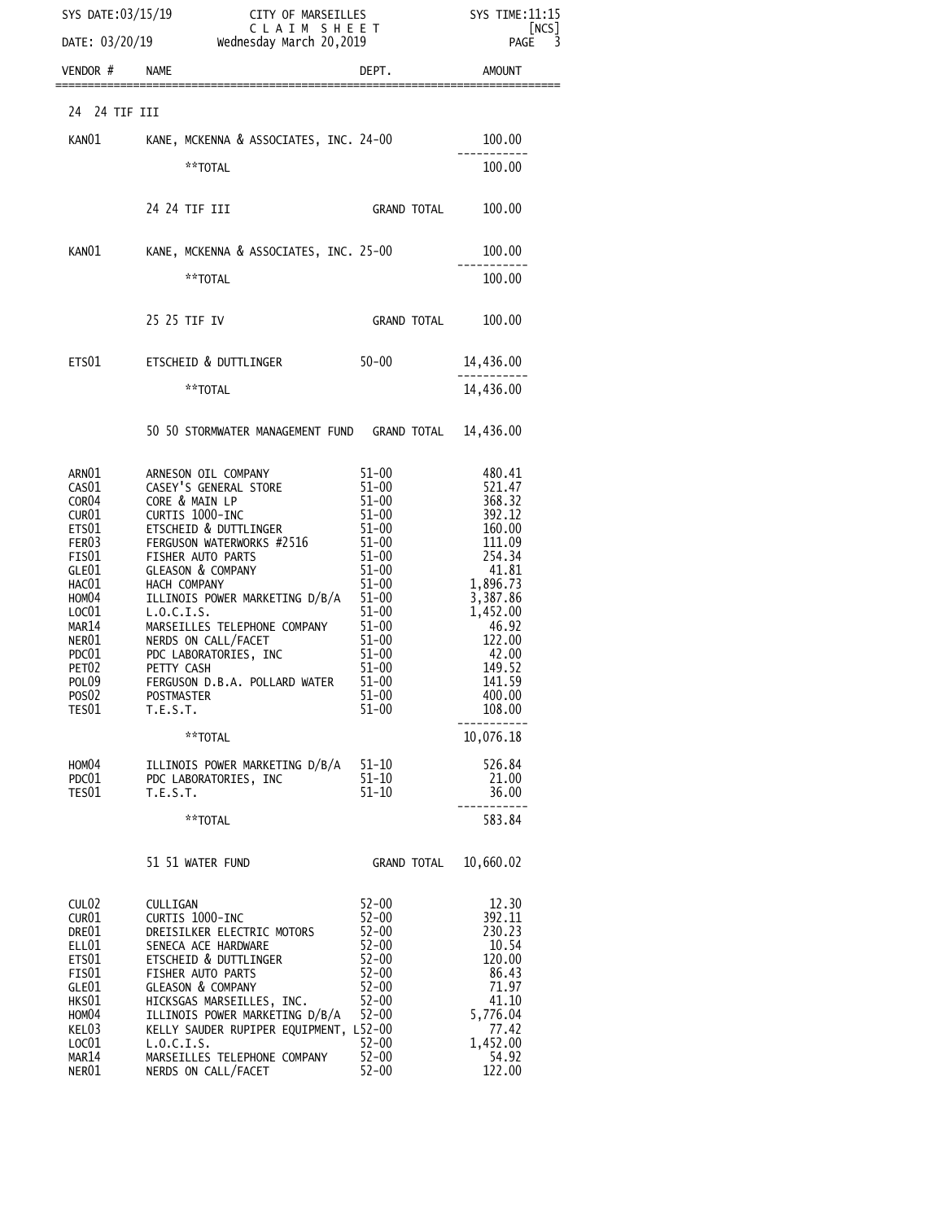SYS DATE:03/15/19 CITY OF MARSEILLES SYS TIME:11:15

DATE: 03/20/19 C L A I M S H E E T [NCS]

Wednesday March 20,2019

| VENDOR # | NAME | DEPT. | AMOUNT |
|---|---|---|---|
| 24 24 TIF III | | | |
| KAN01 | KANE, MCKENNA & ASSOCIATES, INC. | 24-00 | 100.00 |
| | **TOTAL | | 100.00 |
| | 24 24 TIF III | GRAND TOTAL | 100.00 |
| KAN01 | KANE, MCKENNA & ASSOCIATES, INC. | 25-00 | 100.00 |
| | **TOTAL | | 100.00 |
| | 25 25 TIF IV | GRAND TOTAL | 100.00 |
| ETS01 | ETSCHEID & DUTTLINGER | 50-00 | 14,436.00 |
| | **TOTAL | | 14,436.00 |
| | 50 50 STORMWATER MANAGEMENT FUND | GRAND TOTAL | 14,436.00 |
| ARN01 | ARNESON OIL COMPANY | 51-00 | 480.41 |
| CAS01 | CASEY'S GENERAL STORE | 51-00 | 521.47 |
| COR04 | CORE & MAIN LP | 51-00 | 368.32 |
| CUR01 | CURTIS 1000-INC | 51-00 | 392.12 |
| ETS01 | ETSCHEID & DUTTLINGER | 51-00 | 160.00 |
| FER03 | FERGUSON WATERWORKS #2516 | 51-00 | 111.09 |
| FIS01 | FISHER AUTO PARTS | 51-00 | 254.34 |
| GLE01 | GLEASON & COMPANY | 51-00 | 41.81 |
| HAC01 | HACH COMPANY | 51-00 | 1,896.73 |
| HOM04 | ILLINOIS POWER MARKETING D/B/A | 51-00 | 3,387.86 |
| LOC01 | L.O.C.I.S. | 51-00 | 1,452.00 |
| MAR14 | MARSEILLES TELEPHONE COMPANY | 51-00 | 46.92 |
| NER01 | NERDS ON CALL/FACET | 51-00 | 122.00 |
| PDC01 | PDC LABORATORIES, INC | 51-00 | 42.00 |
| PET02 | PETTY CASH | 51-00 | 149.52 |
| POL09 | FERGUSON D.B.A. POLLARD WATER | 51-00 | 141.59 |
| POS02 | POSTMASTER | 51-00 | 400.00 |
| TES01 | T.E.S.T. | 51-00 | 108.00 |
| | **TOTAL | | 10,076.18 |
| HOM04 | ILLINOIS POWER MARKETING D/B/A | 51-10 | 526.84 |
| PDC01 | PDC LABORATORIES, INC | 51-10 | 21.00 |
| TES01 | T.E.S.T. | 51-10 | 36.00 |
| | **TOTAL | | 583.84 |
| | 51 51 WATER FUND | GRAND TOTAL | 10,660.02 |
| CUL02 | CULLIGAN | 52-00 | 12.30 |
| CUR01 | CURTIS 1000-INC | 52-00 | 392.11 |
| DRE01 | DREISILKER ELECTRIC MOTORS | 52-00 | 230.23 |
| ELL01 | SENECA ACE HARDWARE | 52-00 | 10.54 |
| ETS01 | ETSCHEID & DUTTLINGER | 52-00 | 120.00 |
| FIS01 | FISHER AUTO PARTS | 52-00 | 86.43 |
| GLE01 | GLEASON & COMPANY | 52-00 | 71.97 |
| HKS01 | HICKSGAS MARSEILLES, INC. | 52-00 | 41.10 |
| HOM04 | ILLINOIS POWER MARKETING D/B/A | 52-00 | 5,776.04 |
| KEL03 | KELLY SAUDER RUPIPER EQUIPMENT, L | 52-00 | 77.42 |
| LOC01 | L.O.C.I.S. | 52-00 | 1,452.00 |
| MAR14 | MARSEILLES TELEPHONE COMPANY | 52-00 | 54.92 |
| NER01 | NERDS ON CALL/FACET | 52-00 | 122.00 |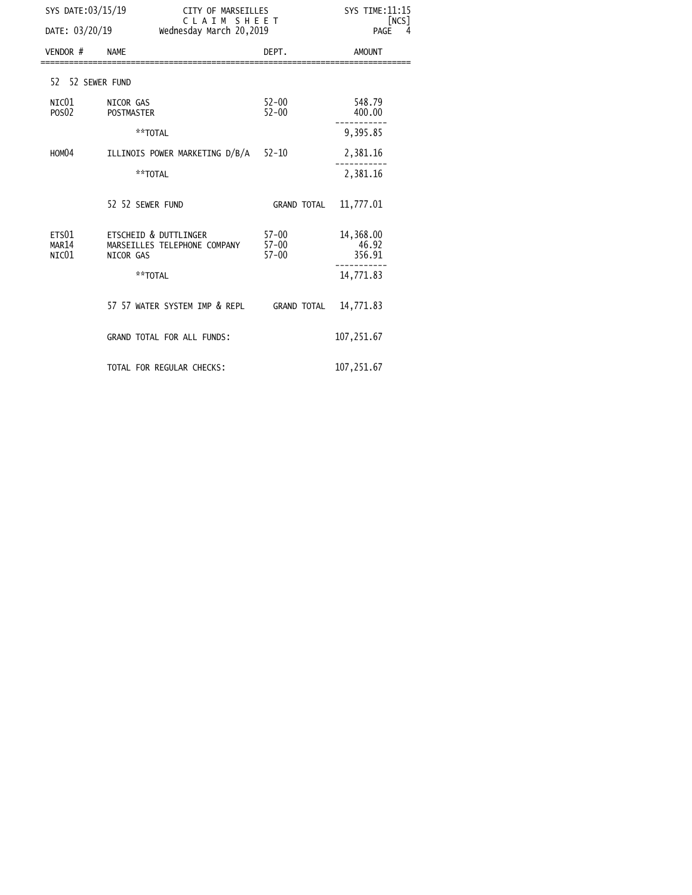SYS DATE:03/15/19 CITY OF MARSEILLES SYS TIME:11:15

C L A I M S H E E T [NCS]

DATE: 03/20/19 Wednesday March 20,2019

| VENDOR # | NAME | DEPT. | AMOUNT |
|---|---|---|---|
| 52 52 SEWER FUND | | | |
| NIC01 | NICOR GAS | 52-00 | 548.79 |
| POS02 | POSTMASTER | 52-00 | 400.00 |
| | **TOTAL | | 9,395.85 |
| HOM04 | ILLINOIS POWER MARKETING D/B/A | 52-10 | 2,381.16 |
| | **TOTAL | | 2,381.16 |
| | 52 52 SEWER FUND | GRAND TOTAL | 11,777.01 |
| ETS01 | ETSCHEID & DUTTLINGER | 57-00 | 14,368.00 |
| MAR14 | MARSEILLES TELEPHONE COMPANY | 57-00 | 46.92 |
| NIC01 | NICOR GAS | 57-00 | 356.91 |
| | **TOTAL | | 14,771.83 |
| | 57 57 WATER SYSTEM IMP & REPL | GRAND TOTAL | 14,771.83 |
| | GRAND TOTAL FOR ALL FUNDS: | | 107,251.67 |
| | TOTAL FOR REGULAR CHECKS: | | 107,251.67 |